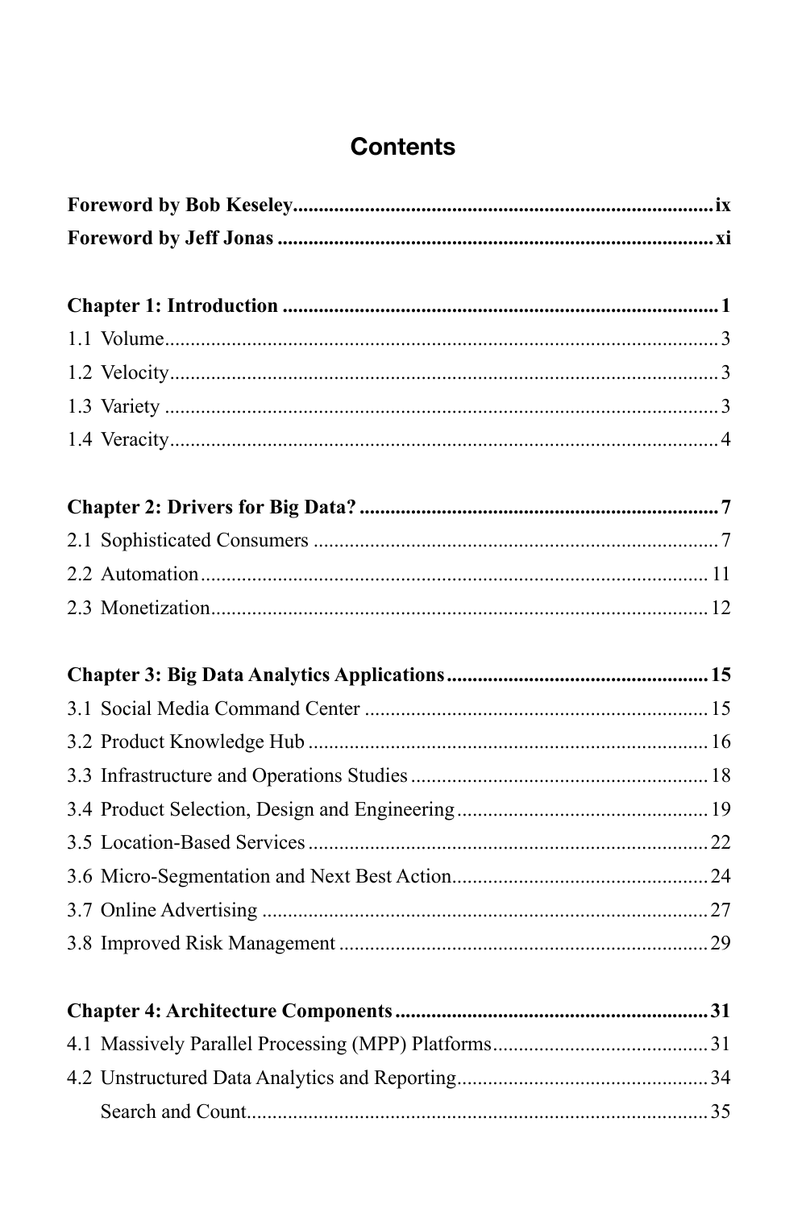# Contents

**Foreword by Bob Keseley** .......... ix

**Foreword by Jeff Jonas** .......... xi

**Chapter 1: Introduction** .......... 1

1.1 Volume .......... 3

1.2 Velocity .......... 3

1.3 Variety .......... 3

1.4 Veracity .......... 4

**Chapter 2: Drivers for Big Data?** .......... 7

2.1 Sophisticated Consumers .......... 7

2.2 Automation .......... 11

2.3 Monetization .......... 12

**Chapter 3: Big Data Analytics Applications** .......... 15

3.1 Social Media Command Center .......... 15

3.2 Product Knowledge Hub .......... 16

3.3 Infrastructure and Operations Studies .......... 18

3.4 Product Selection, Design and Engineering .......... 19

3.5 Location-Based Services .......... 22

3.6 Micro-Segmentation and Next Best Action .......... 24

3.7 Online Advertising .......... 27

3.8 Improved Risk Management .......... 29

**Chapter 4: Architecture Components** .......... 31

4.1 Massively Parallel Processing (MPP) Platforms .......... 31

4.2 Unstructured Data Analytics and Reporting .......... 34

Search and Count .......... 35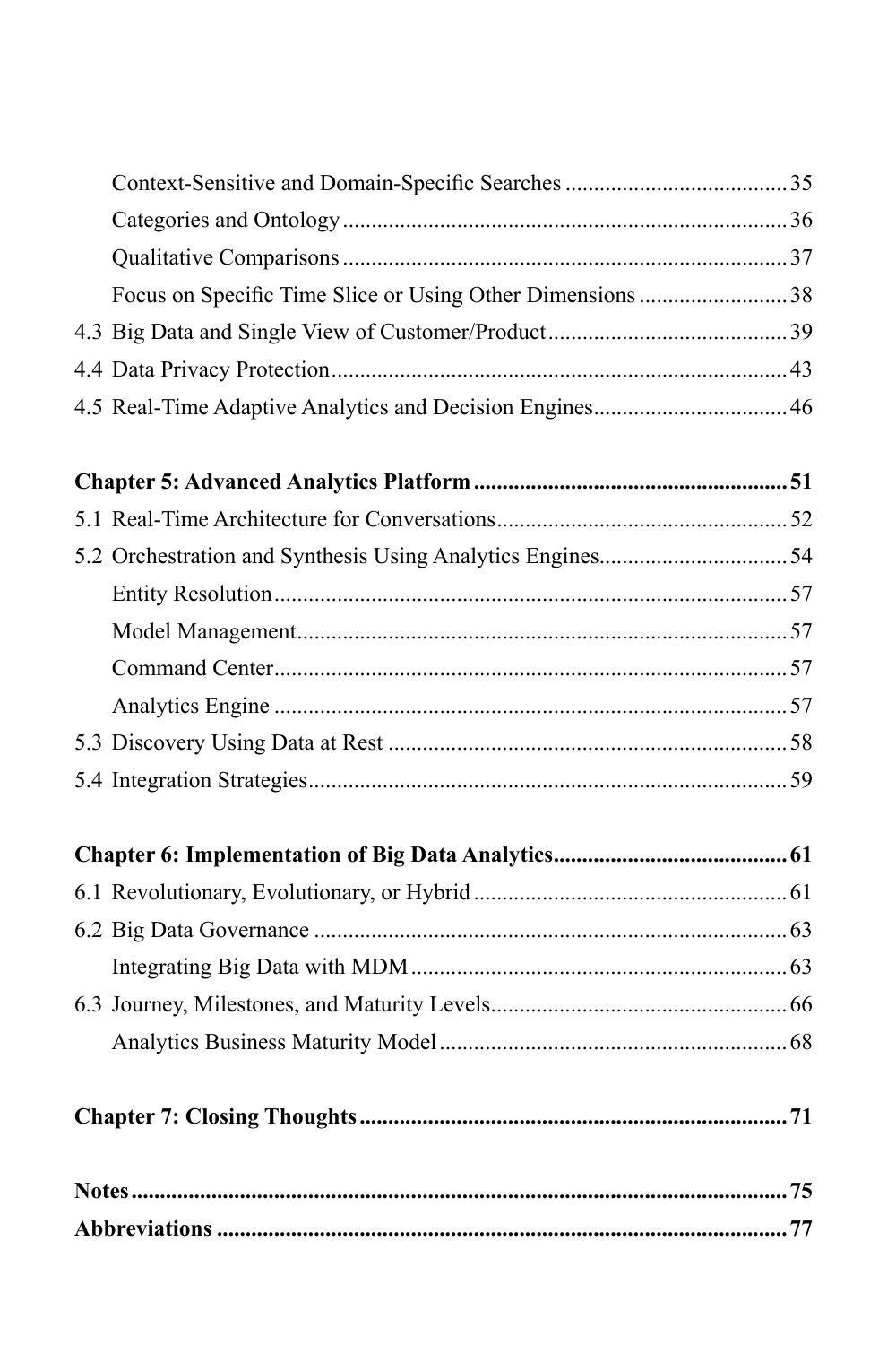Context-Sensitive and Domain-Specific Searches ....................................... 35
Categories and Ontology ............................................................................. 36
Qualitative Comparisons ............................................................................. 37
Focus on Specific Time Slice or Using Other Dimensions .......................... 38

4.3 Big Data and Single View of Customer/Product .......................................... 39
4.4 Data Privacy Protection ................................................................................ 43
4.5 Real-Time Adaptive Analytics and Decision Engines.................................. 46

**Chapter 5: Advanced Analytics Platform ....................................................... 51**

5.1 Real-Time Architecture for Conversations................................................... 52
5.2 Orchestration and Synthesis Using Analytics Engines................................. 54

Entity Resolution .......................................................................................... 57
Model Management...................................................................................... 57
Command Center.......................................................................................... 57
Analytics Engine .......................................................................................... 57

5.3 Discovery Using Data at Rest ...................................................................... 58
5.4 Integration Strategies.................................................................................... 59

**Chapter 6: Implementation of Big Data Analytics......................................... 61**

6.1 Revolutionary, Evolutionary, or Hybrid ....................................................... 61
6.2 Big Data Governance ................................................................................... 63

Integrating Big Data with MDM ................................................................. 63

6.3 Journey, Milestones, and Maturity Levels.................................................... 66

Analytics Business Maturity Model ............................................................ 68

**Chapter 7: Closing Thoughts ........................................................................... 71**

**Notes .................................................................................................................. 75**

**Abbreviations .................................................................................................... 77**